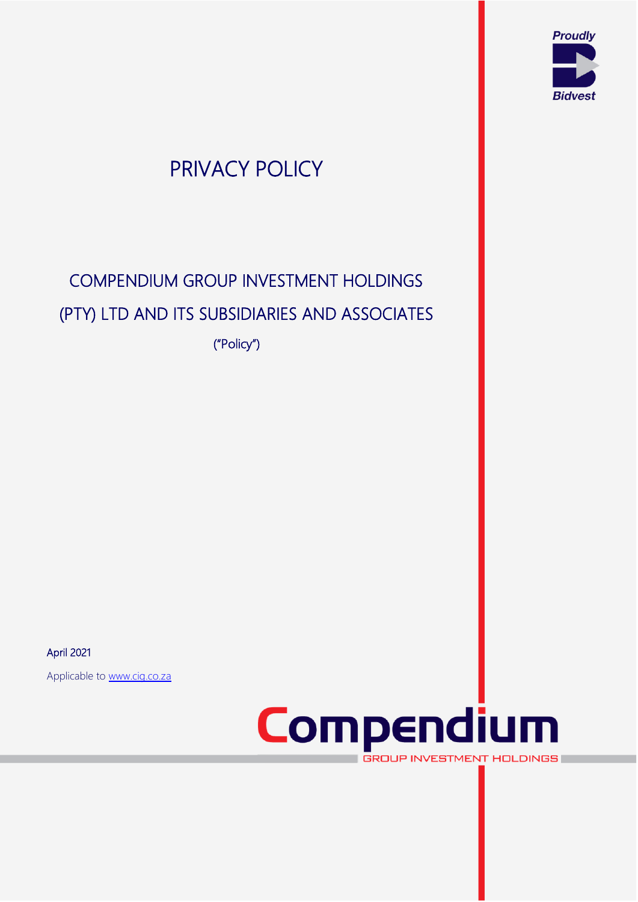# PRIVACY POLICY

## COMPENDIUM GROUP INVESTMENT HOLDINGS (PTY) LTD AND ITS SUBSIDIARIES AND ASSOCIATES

("Policy")

April 2021

Applicable to www.cig.co.za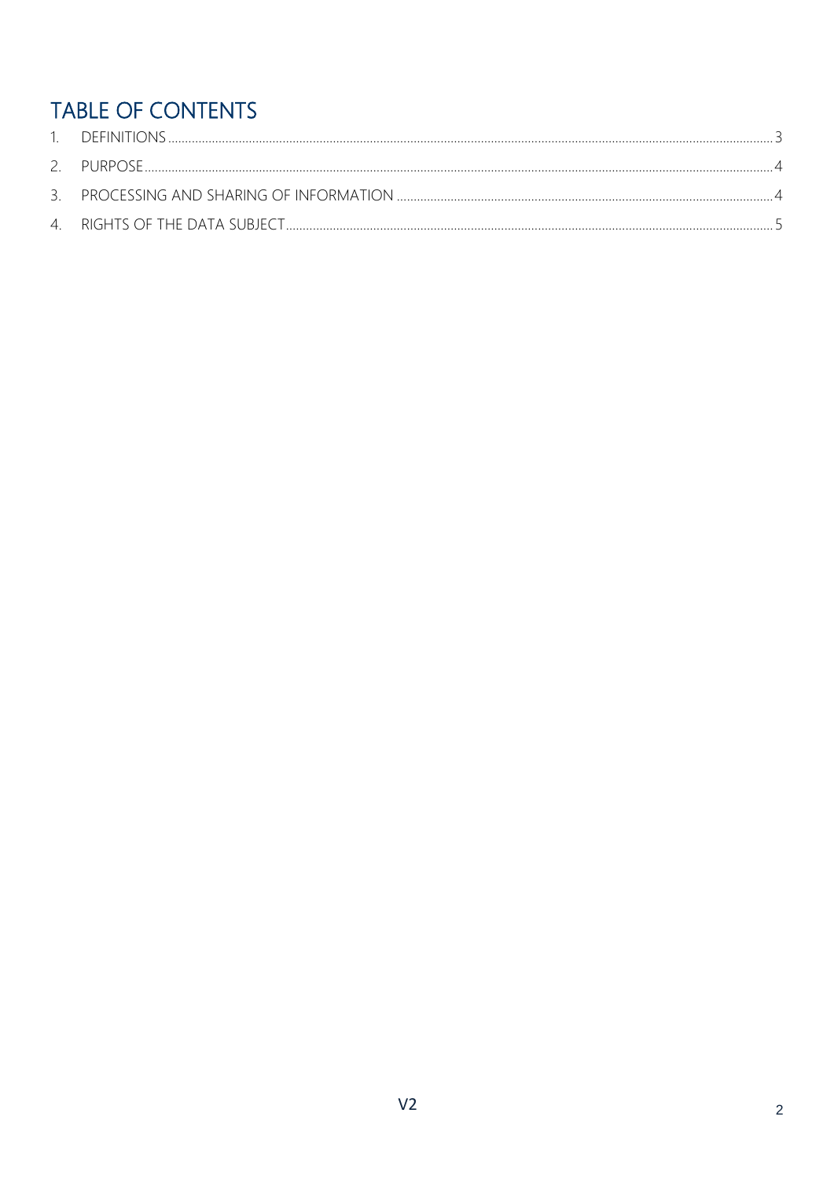# TABLE OF CONTENTS

1. DEFINITIONS .......... 3
2. PURPOSE .......... 4
3. PROCESSING AND SHARING OF INFORMATION .......... 4
4. RIGHTS OF THE DATA SUBJECT .......... 5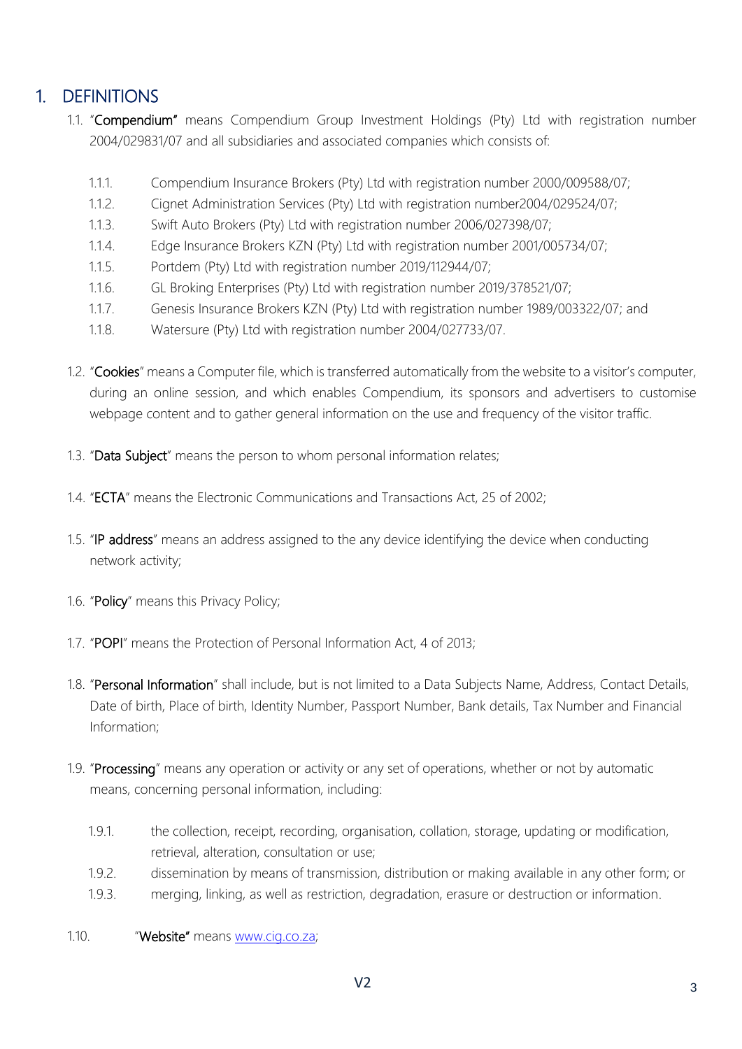# 1. DEFINITIONS

1.1. "**Compendium**" means Compendium Group Investment Holdings (Pty) Ltd with registration number 2004/029831/07 and all subsidiaries and associated companies which consists of:

- 1.1.1. Compendium Insurance Brokers (Pty) Ltd with registration number 2000/009588/07;
- 1.1.2. Cignet Administration Services (Pty) Ltd with registration number2004/029524/07;
- 1.1.3. Swift Auto Brokers (Pty) Ltd with registration number 2006/027398/07;
- 1.1.4. Edge Insurance Brokers KZN (Pty) Ltd with registration number 2001/005734/07;
- 1.1.5. Portdem (Pty) Ltd with registration number 2019/112944/07;
- 1.1.6. GL Broking Enterprises (Pty) Ltd with registration number 2019/378521/07;
- 1.1.7. Genesis Insurance Brokers KZN (Pty) Ltd with registration number 1989/003322/07; and
- 1.1.8. Watersure (Pty) Ltd with registration number 2004/027733/07.

1.2. "**Cookies**" means a Computer file, which is transferred automatically from the website to a visitor's computer, during an online session, and which enables Compendium, its sponsors and advertisers to customise webpage content and to gather general information on the use and frequency of the visitor traffic.

1.3. "**Data Subject**" means the person to whom personal information relates;

1.4. "**ECTA**" means the Electronic Communications and Transactions Act, 25 of 2002;

1.5. "**IP address**" means an address assigned to the any device identifying the device when conducting network activity;

1.6. "**Policy**" means this Privacy Policy;

1.7. "**POPI**" means the Protection of Personal Information Act, 4 of 2013;

1.8. "**Personal Information**" shall include, but is not limited to a Data Subjects Name, Address, Contact Details, Date of birth, Place of birth, Identity Number, Passport Number, Bank details, Tax Number and Financial Information;

1.9. "**Processing**" means any operation or activity or any set of operations, whether or not by automatic means, concerning personal information, including:

- 1.9.1. the collection, receipt, recording, organisation, collation, storage, updating or modification, retrieval, alteration, consultation or use;
- 1.9.2. dissemination by means of transmission, distribution or making available in any other form; or
- 1.9.3. merging, linking, as well as restriction, degradation, erasure or destruction or information.

1.10. "**Website**" means [www.cig.co.za](http://www.cig.co.za);

V2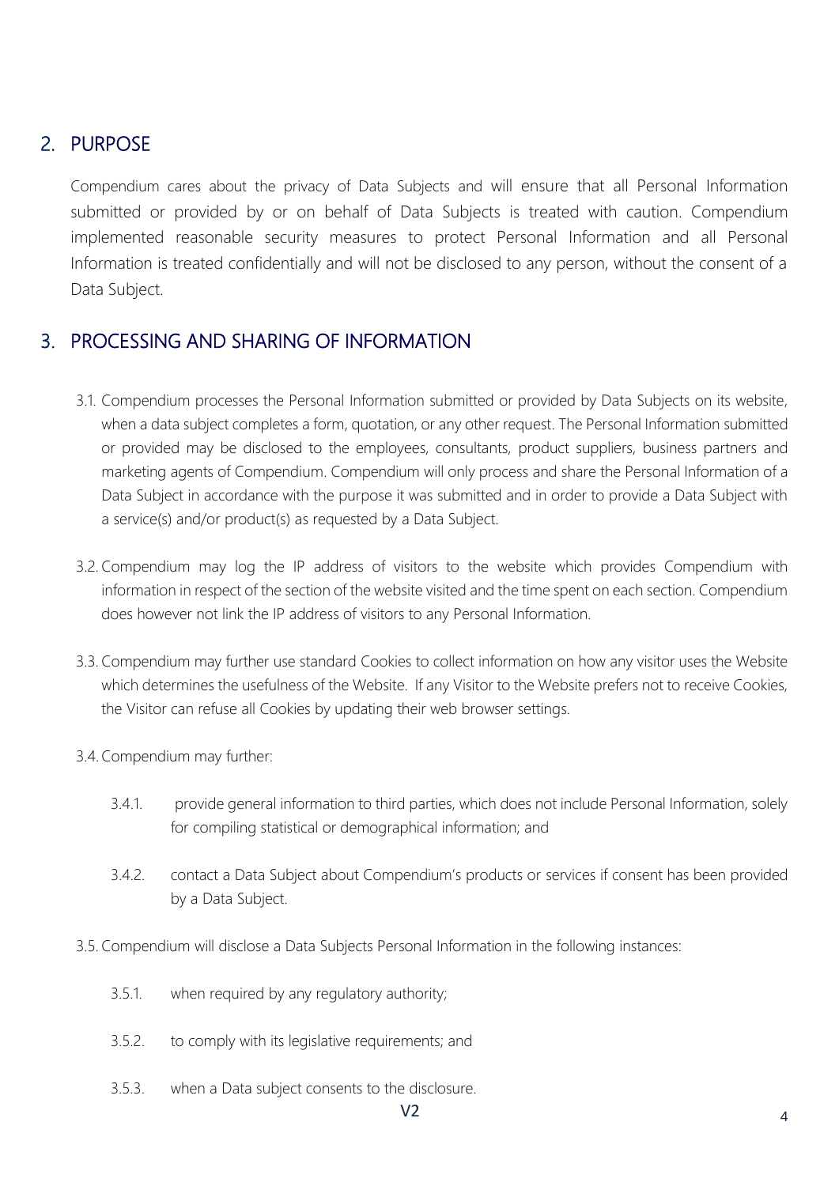## 2. PURPOSE

Compendium cares about the privacy of Data Subjects and will ensure that all Personal Information submitted or provided by or on behalf of Data Subjects is treated with caution. Compendium implemented reasonable security measures to protect Personal Information and all Personal Information is treated confidentially and will not be disclosed to any person, without the consent of a Data Subject.

## 3. PROCESSING AND SHARING OF INFORMATION

3.1. Compendium processes the Personal Information submitted or provided by Data Subjects on its website, when a data subject completes a form, quotation, or any other request. The Personal Information submitted or provided may be disclosed to the employees, consultants, product suppliers, business partners and marketing agents of Compendium. Compendium will only process and share the Personal Information of a Data Subject in accordance with the purpose it was submitted and in order to provide a Data Subject with a service(s) and/or product(s) as requested by a Data Subject.

3.2. Compendium may log the IP address of visitors to the website which provides Compendium with information in respect of the section of the website visited and the time spent on each section. Compendium does however not link the IP address of visitors to any Personal Information.

3.3. Compendium may further use standard Cookies to collect information on how any visitor uses the Website which determines the usefulness of the Website. If any Visitor to the Website prefers not to receive Cookies, the Visitor can refuse all Cookies by updating their web browser settings.

3.4. Compendium may further:

3.4.1. provide general information to third parties, which does not include Personal Information, solely for compiling statistical or demographical information; and

3.4.2. contact a Data Subject about Compendium's products or services if consent has been provided by a Data Subject.

3.5. Compendium will disclose a Data Subjects Personal Information in the following instances:

3.5.1. when required by any regulatory authority;

3.5.2. to comply with its legislative requirements; and

3.5.3. when a Data subject consents to the disclosure.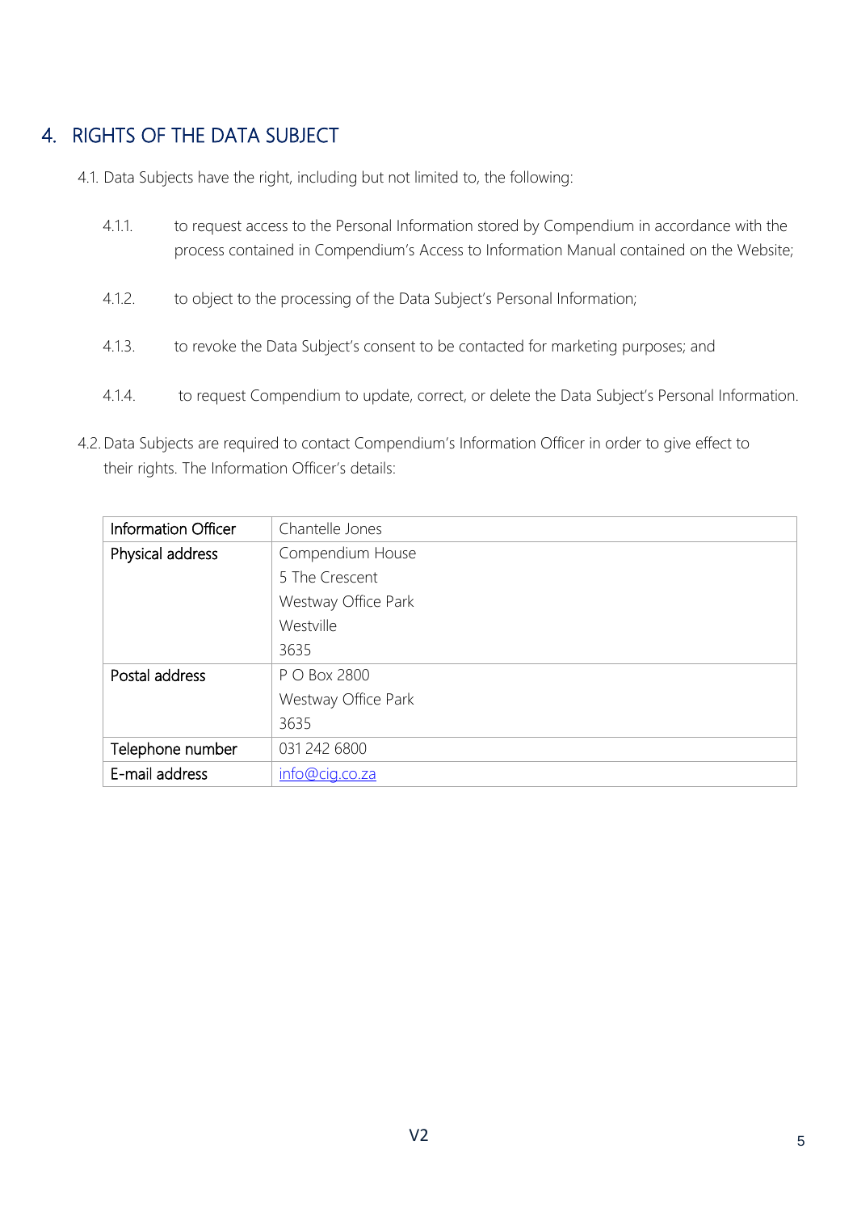## 4. RIGHTS OF THE DATA SUBJECT

4.1. Data Subjects have the right, including but not limited to, the following:

4.1.1. to request access to the Personal Information stored by Compendium in accordance with the process contained in Compendium's Access to Information Manual contained on the Website;

4.1.2. to object to the processing of the Data Subject's Personal Information;

4.1.3. to revoke the Data Subject's consent to be contacted for marketing purposes; and

4.1.4. to request Compendium to update, correct, or delete the Data Subject's Personal Information.

4.2. Data Subjects are required to contact Compendium's Information Officer in order to give effect to their rights. The Information Officer's details:

| Information Officer | Chantelle Jones |
|---|---|
| Physical address | Compendium House<br>5 The Crescent<br>Westway Office Park<br>Westville<br>3635 |
| Postal address | P O Box 2800<br>Westway Office Park<br>3635 |
| Telephone number | 031 242 6800 |
| E-mail address | info@cig.co.za |

V2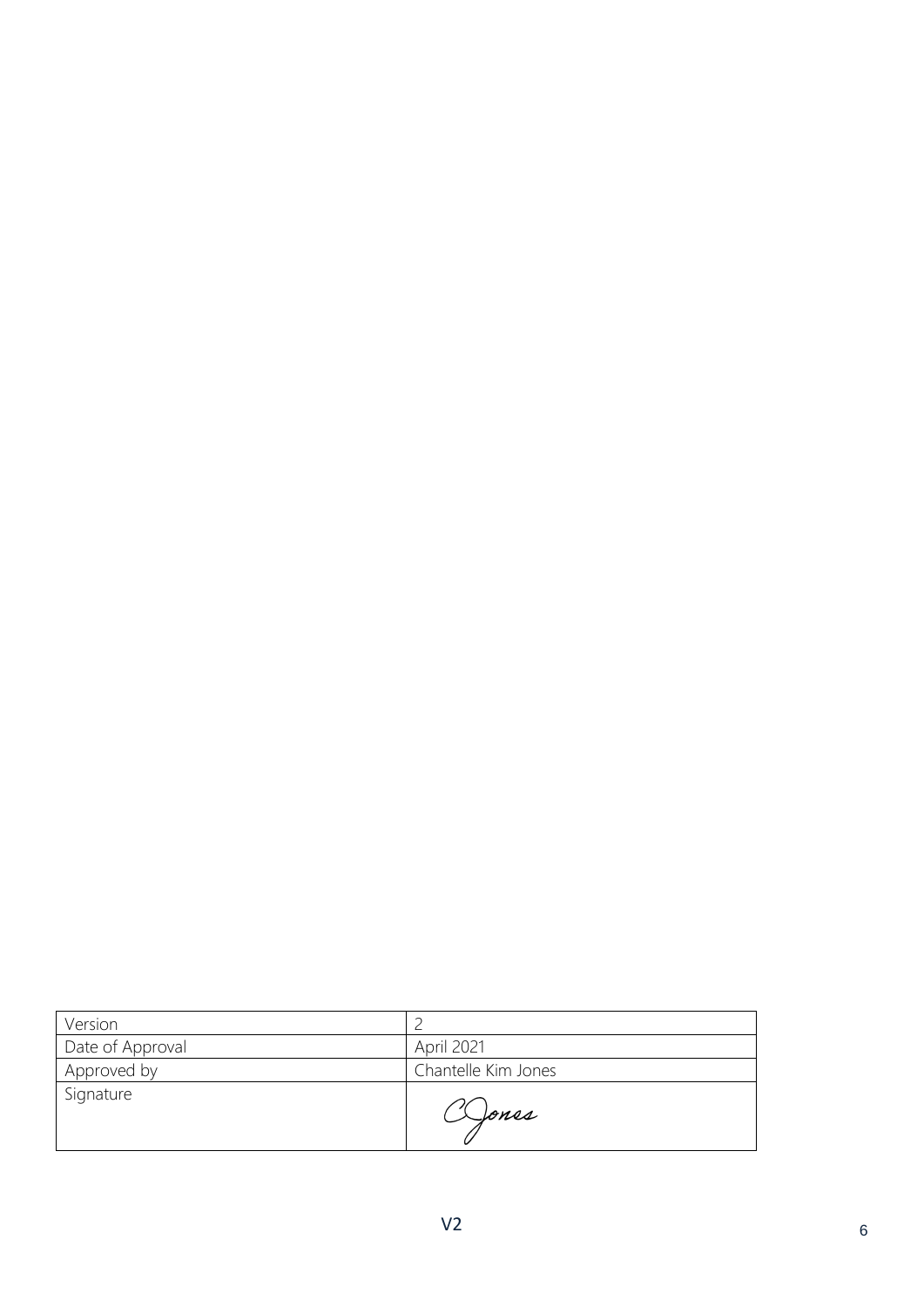| | |
|---|---|
| Version | 2 |
| Date of Approval | April 2021 |
| Approved by | Chantelle Kim Jones |
| Signature | CJones |